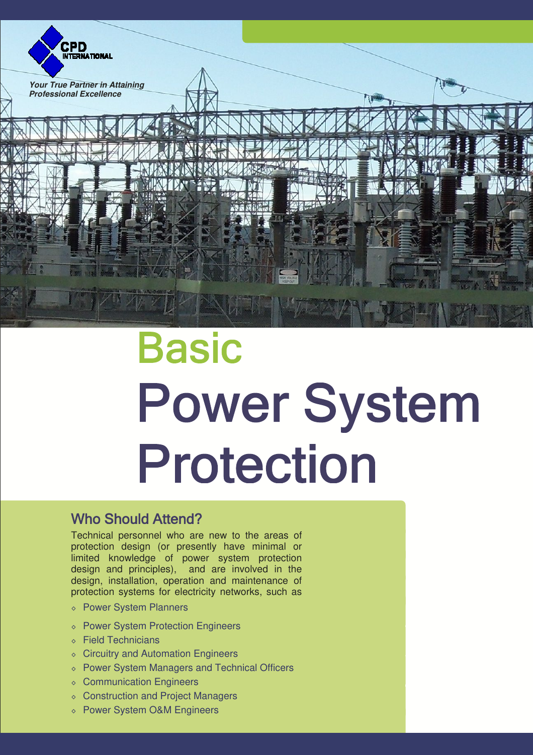CPD INTERNATIONAL

*Your True Partner in Attaining Professional Excellence*

# Basic Power System Protection

## Who Should Attend?

Technical personnel who are new to the areas of protection design (or presently have minimal or limited knowledge of power system protection design and principles), and are involved in the design, installation, operation and maintenance of protection systems for electricity networks, such as

- Power System Planners
- Power System Protection Engineers
- Field Technicians
- Circuitry and Automation Engineers
- Power System Managers and Technical Officers
- Communication Engineers
- Construction and Project Managers
- Power System O&M Engineers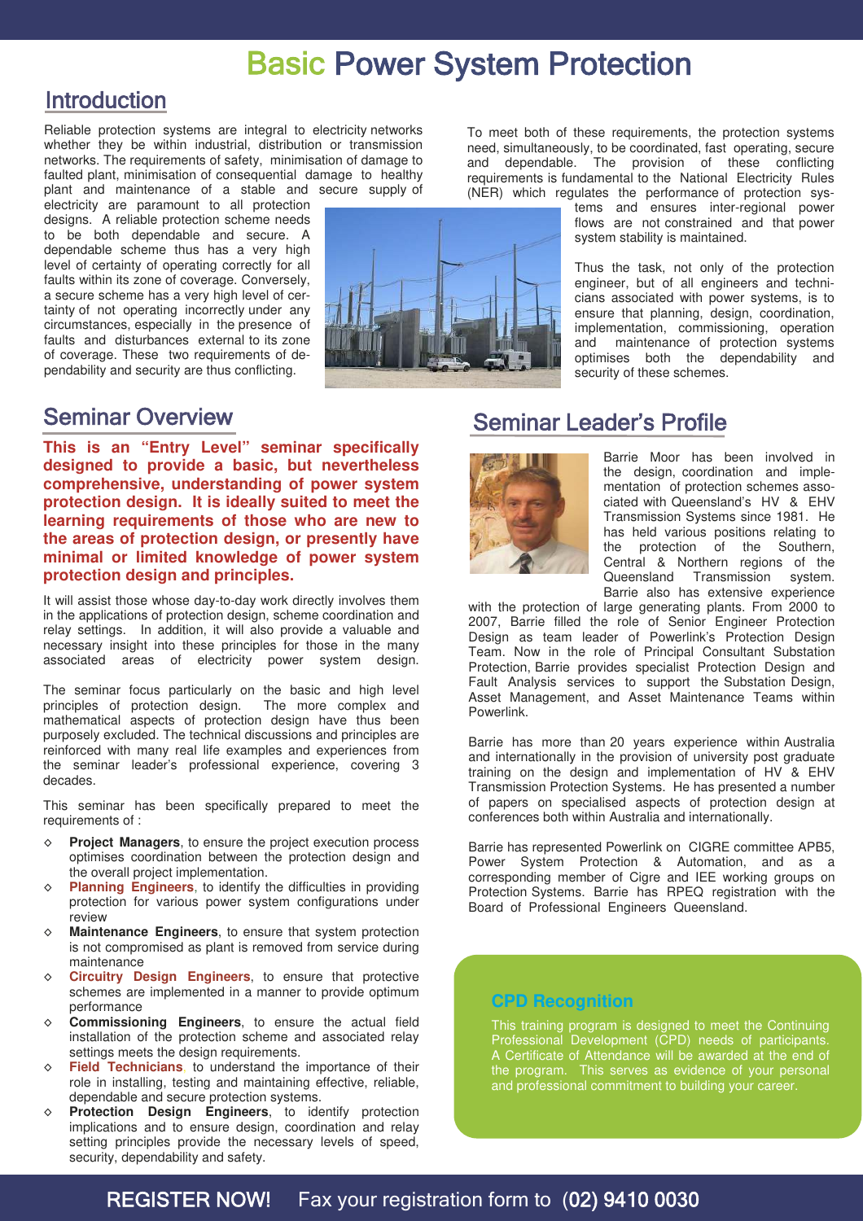# Basic Power System Protection

## Introduction

Reliable protection systems are integral to electricity networks whether they be within industrial, distribution or transmission networks. The requirements of safety, minimisation of damage to faulted plant, minimisation of consequential damage to healthy plant and maintenance of a stable and secure supply of electricity are paramount to all protection designs. A reliable protection scheme needs to be both dependable and secure. A dependable scheme thus has a very high level of certainty of operating correctly for all faults within its zone of coverage. Conversely, a secure scheme has a very high level of certainty of not operating incorrectly under any circumstances, especially in the presence of faults and disturbances external to its zone of coverage. These two requirements of dependability and security are thus conflicting.

To meet both of these requirements, the protection systems need, simultaneously, to be coordinated, fast operating, secure and dependable. The provision of these conflicting requirements is fundamental to the National Electricity Rules (NER) which regulates the performance of protection systems and ensures inter-regional power flows are not constrained and that power system stability is maintained.

Thus the task, not only of the protection engineer, but of all engineers and technicians associated with power systems, is to ensure that planning, design, coordination, implementation, commissioning, operation and maintenance of protection systems optimises both the dependability and security of these schemes.

## Seminar Overview

**This is an "Entry Level" seminar specifically designed to provide a basic, but nevertheless comprehensive, understanding of power system protection design. It is ideally suited to meet the learning requirements of those who are new to the areas of protection design, or presently have minimal or limited knowledge of power system protection design and principles.**

It will assist those whose day-to-day work directly involves them in the applications of protection design, scheme coordination and relay settings. In addition, it will also provide a valuable and necessary insight into these principles for those in the many associated areas of electricity power system design.

The seminar focus particularly on the basic and high level principles of protection design. The more complex and mathematical aspects of protection design have thus been purposely excluded. The technical discussions and principles are reinforced with many real life examples and experiences from the seminar leader's professional experience, covering 3 decades.

This seminar has been specifically prepared to meet the requirements of :

- **Project Managers**, to ensure the project execution process optimises coordination between the protection design and the overall project implementation.
- **Planning Engineers**, to identify the difficulties in providing protection for various power system configurations under review
- **Maintenance Engineers**, to ensure that system protection is not compromised as plant is removed from service during maintenance
- **Circuitry Design Engineers**, to ensure that protective schemes are implemented in a manner to provide optimum performance
- **Commissioning Engineers**, to ensure the actual field installation of the protection scheme and associated relay settings meets the design requirements.
- **Field Technicians** to understand the importance of their role in installing, testing and maintaining effective, reliable, dependable and secure protection systems.
- **Protection Design Engineers**, to identify protection implications and to ensure design, coordination and relay setting principles provide the necessary levels of speed, security, dependability and safety.

## Seminar Leader's Profile

Barrie Moor has been involved in the design, coordination and implementation of protection schemes associated with Queensland's HV & EHV Transmission Systems since 1981. He has held various positions relating to the protection of the Southern, Central & Northern regions of the Queensland Transmission system. Barrie also has extensive experience with the protection of large generating plants. From 2000 to 2007, Barrie filled the role of Senior Engineer Protection Design as team leader of Powerlink's Protection Design Team. Now in the role of Principal Consultant Substation Protection, Barrie provides specialist Protection Design and Fault Analysis services to support the Substation Design, Asset Management, and Asset Maintenance Teams within Powerlink.

Barrie has more than 20 years experience within Australia and internationally in the provision of university post graduate training on the design and implementation of HV & EHV Transmission Protection Systems. He has presented a number of papers on specialised aspects of protection design at conferences both within Australia and internationally.

Barrie has represented Powerlink on CIGRE committee APB5, Power System Protection & Automation, and as a corresponding member of Cigre and IEE working groups on Protection Systems. Barrie has RPEQ registration with the Board of Professional Engineers Queensland.

### CPD Recognition

This training program is designed to meet the Continuing Professional Development (CPD) needs of participants. A Certificate of Attendance will be awarded at the end of the program. This serves as evidence of your personal and professional commitment to building your career.

**REGISTER NOW!** Fax your registration form to **(02) 9410 0030**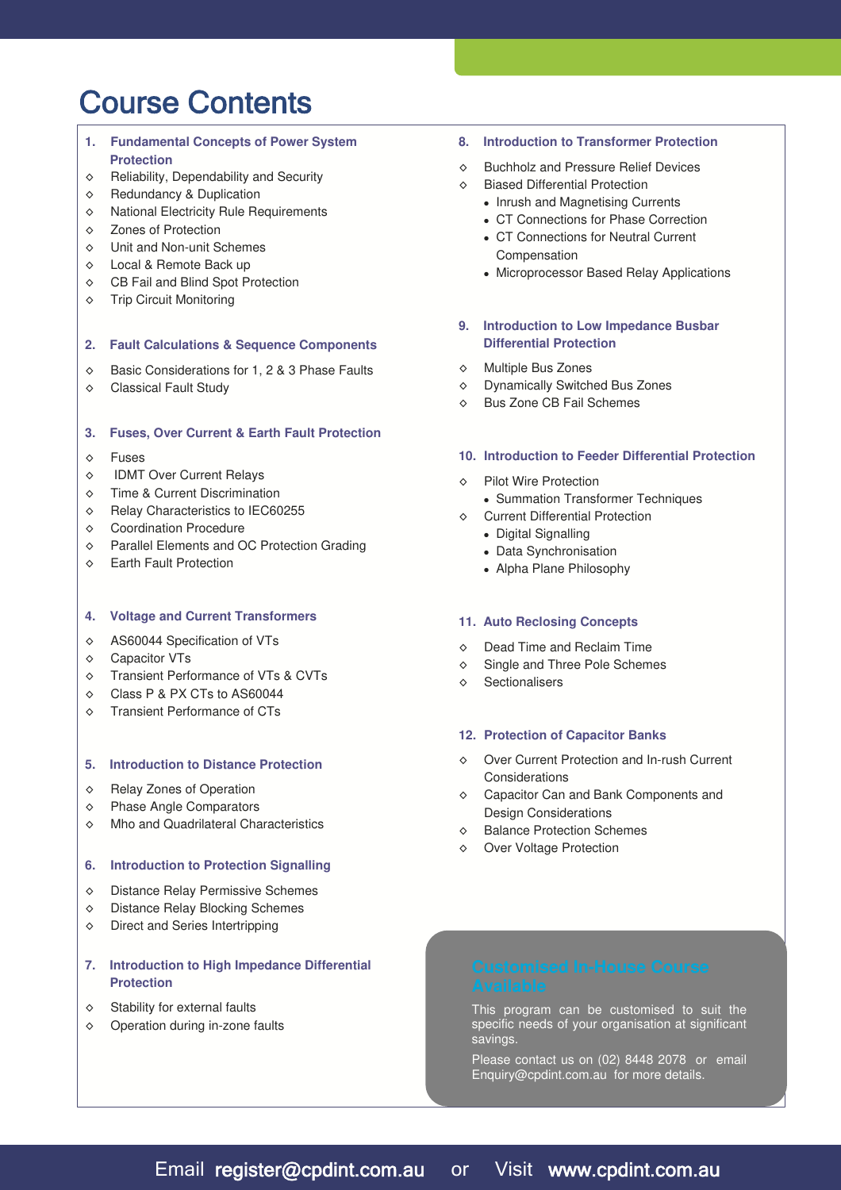# Course Contents

## 1. Fundamental Concepts of Power System Protection

- Reliability, Dependability and Security
- Redundancy & Duplication
- National Electricity Rule Requirements
- Zones of Protection
- Unit and Non-unit Schemes
- Local & Remote Back up
- CB Fail and Blind Spot Protection
- Trip Circuit Monitoring

## 2. Fault Calculations & Sequence Components

- Basic Considerations for 1, 2 & 3 Phase Faults
- Classical Fault Study

## 3. Fuses, Over Current & Earth Fault Protection

- Fuses
- IDMT Over Current Relays
- Time & Current Discrimination
- Relay Characteristics to IEC60255
- Coordination Procedure
- Parallel Elements and OC Protection Grading
- Earth Fault Protection

## 4. Voltage and Current Transformers

- AS60044 Specification of VTs
- Capacitor VTs
- Transient Performance of VTs & CVTs
- Class P & PX CTs to AS60044
- Transient Performance of CTs

## 5. Introduction to Distance Protection

- Relay Zones of Operation
- Phase Angle Comparators
- Mho and Quadrilateral Characteristics

## 6. Introduction to Protection Signalling

- Distance Relay Permissive Schemes
- Distance Relay Blocking Schemes
- Direct and Series Intertripping

## 7. Introduction to High Impedance Differential Protection

- Stability for external faults
- Operation during in-zone faults

## 8. Introduction to Transformer Protection

- Buchholz and Pressure Relief Devices
- Biased Differential Protection
  - Inrush and Magnetising Currents
  - CT Connections for Phase Correction
  - CT Connections for Neutral Current Compensation
  - Microprocessor Based Relay Applications

## 9. Introduction to Low Impedance Busbar Differential Protection

- Multiple Bus Zones
- Dynamically Switched Bus Zones
- Bus Zone CB Fail Schemes

## 10. Introduction to Feeder Differential Protection

- Pilot Wire Protection
  - Summation Transformer Techniques
- Current Differential Protection
  - Digital Signalling
  - Data Synchronisation
  - Alpha Plane Philosophy

## 11. Auto Reclosing Concepts

- Dead Time and Reclaim Time
- Single and Three Pole Schemes
- Sectionalisers

## 12. Protection of Capacitor Banks

- Over Current Protection and In-rush Current Considerations
- Capacitor Can and Bank Components and Design Considerations
- Balance Protection Schemes
- Over Voltage Protection

### Customised In-House Course Available

This program can be customised to suit the specific needs of your organisation at significant savings.

Please contact us on (02) 8448 2078 or email Enquiry@cpdint.com.au for more details.

Email **register@cpdint.com.au** or Visit **www.cpdint.com.au**